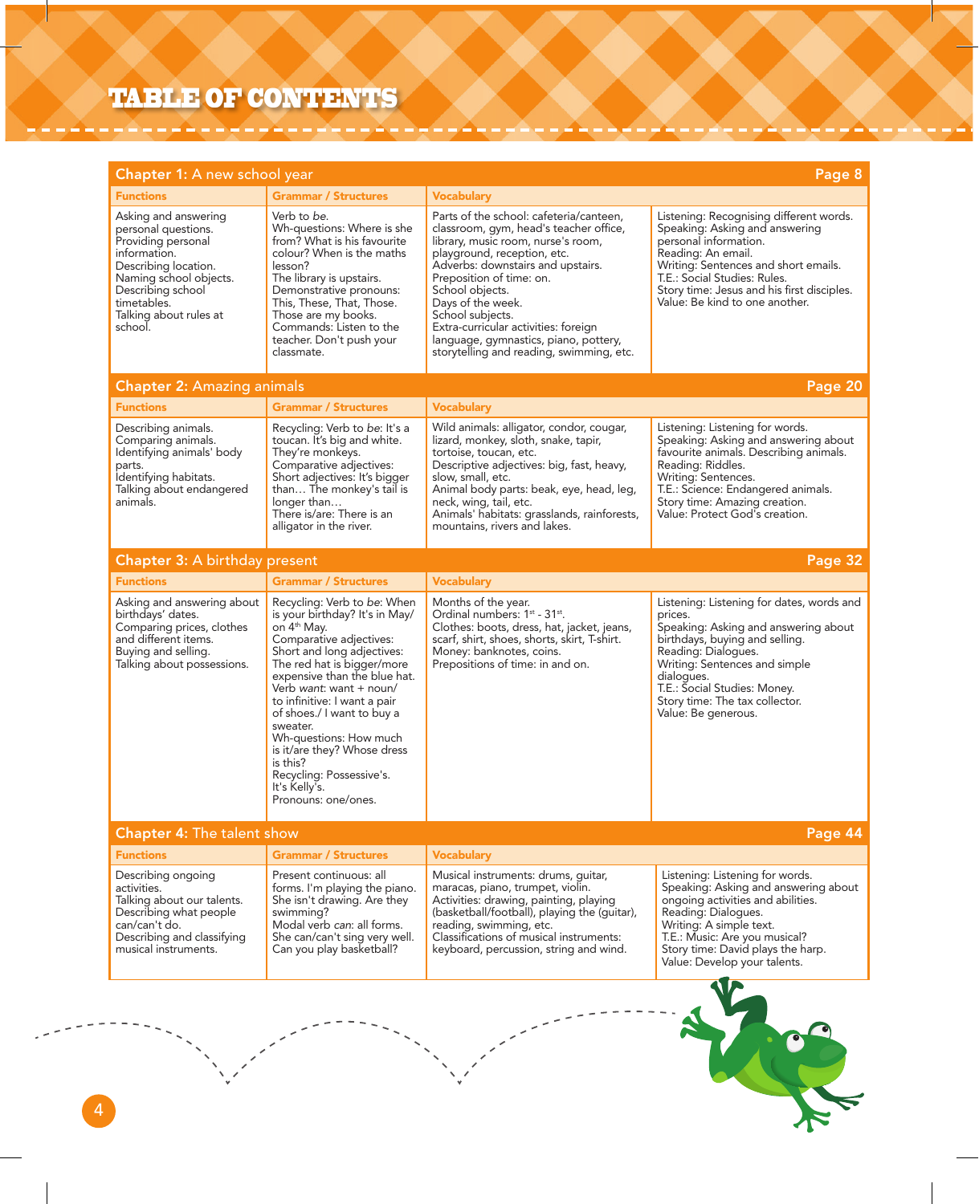# TABLE OF CONTENTS

| Chapter 1: A new school year | | | Page 8 |
|---|---|---|---|
| **Functions** | **Grammar / Structures** | **Vocabulary** | |
| Asking and answering personal questions.<br>Providing personal information.<br>Describing location.<br>Naming school objects.<br>Describing school timetables.<br>Talking about rules at school. | Verb to *be*.<br>Wh-questions: Where is she from? What is his favourite colour? When is the maths lesson?<br>The library is upstairs.<br>Demonstrative pronouns: This, These, That, Those.<br>Those are my books.<br>Commands: Listen to the teacher. Don't push your classmate. | Parts of the school: cafeteria/canteen, classroom, gym, head's teacher office, library, music room, nurse's room, playground, reception, etc.<br>Adverbs: downstairs and upstairs.<br>Preposition of time: on.<br>School objects.<br>Days of the week.<br>School subjects.<br>Extra-curricular activities: foreign language, gymnastics, piano, pottery, storytelling and reading, swimming, etc. | Listening: Recognising different words.<br>Speaking: Asking and answering personal information.<br>Reading: An email.<br>Writing: Sentences and short emails.<br>T.E.: Social Studies: Rules.<br>Story time: Jesus and his first disciples.<br>Value: Be kind to one another. |

| Chapter 2: Amazing animals | | | Page 20 |
|---|---|---|---|
| **Functions** | **Grammar / Structures** | **Vocabulary** | |
| Describing animals.<br>Comparing animals.<br>Identifying animals' body parts.<br>Identifying habitats.<br>Talking about endangered animals. | Recycling: Verb to *be*: It's a toucan. It's big and white. They're monkeys.<br>Comparative adjectives: Short adjectives: It's bigger than… The monkey's tail is longer than…<br>There is/are: There is an alligator in the river. | Wild animals: alligator, condor, cougar, lizard, monkey, sloth, snake, tapir, tortoise, toucan, etc.<br>Descriptive adjectives: big, fast, heavy, slow, small, etc.<br>Animal body parts: beak, eye, head, leg, neck, wing, tail, etc.<br>Animals' habitats: grasslands, rainforests, mountains, rivers and lakes. | Listening: Listening for words.<br>Speaking: Asking and answering about favourite animals. Describing animals.<br>Reading: Riddles.<br>Writing: Sentences.<br>T.E.: Science: Endangered animals.<br>Story time: Amazing creation.<br>Value: Protect God's creation. |

| Chapter 3: A birthday present | | | Page 32 |
|---|---|---|---|
| **Functions** | **Grammar / Structures** | **Vocabulary** | |
| Asking and answering about birthdays' dates.<br>Comparing prices, clothes and different items.<br>Buying and selling.<br>Talking about possessions. | Recycling: Verb to *be*: When is your birthday? It's in May/ on 4th May.<br>Comparative adjectives: Short and long adjectives: The red hat is bigger/more expensive than the blue hat.<br>Verb *want*: want + noun/ to infinitive: I want a pair of shoes./ I want to buy a sweater.<br>Wh-questions: How much is it/are they? Whose dress is this?<br>Recycling: Possessive's. It's Kelly's.<br>Pronouns: one/ones. | Months of the year.<br>Ordinal numbers: 1st - 31st.<br>Clothes: boots, dress, hat, jacket, jeans, scarf, shirt, shoes, shorts, skirt, T-shirt.<br>Money: banknotes, coins.<br>Prepositions of time: in and on. | Listening: Listening for dates, words and prices.<br>Speaking: Asking and answering about birthdays, buying and selling.<br>Reading: Dialogues.<br>Writing: Sentences and simple dialogues.<br>T.E.: Social Studies: Money.<br>Story time: The tax collector.<br>Value: Be generous. |

| Chapter 4: The talent show | | | Page 44 |
|---|---|---|---|
| **Functions** | **Grammar / Structures** | **Vocabulary** | |
| Describing ongoing activities.<br>Talking about our talents.<br>Describing what people can/can't do.<br>Describing and classifying musical instruments. | Present continuous: all forms. I'm playing the piano. She isn't drawing. Are they swimming?<br>Modal verb *can*: all forms. She can/can't sing very well. Can you play basketball? | Musical instruments: drums, guitar, maracas, piano, trumpet, violin.<br>Activities: drawing, painting, playing (basketball/football), playing the (guitar), reading, swimming, etc.<br>Classifications of musical instruments: keyboard, percussion, string and wind. | Listening: Listening for words.<br>Speaking: Asking and answering about ongoing activities and abilities.<br>Reading: Dialogues.<br>Writing: A simple text.<br>T.E.: Music: Are you musical?<br>Story time: David plays the harp.<br>Value: Develop your talents. |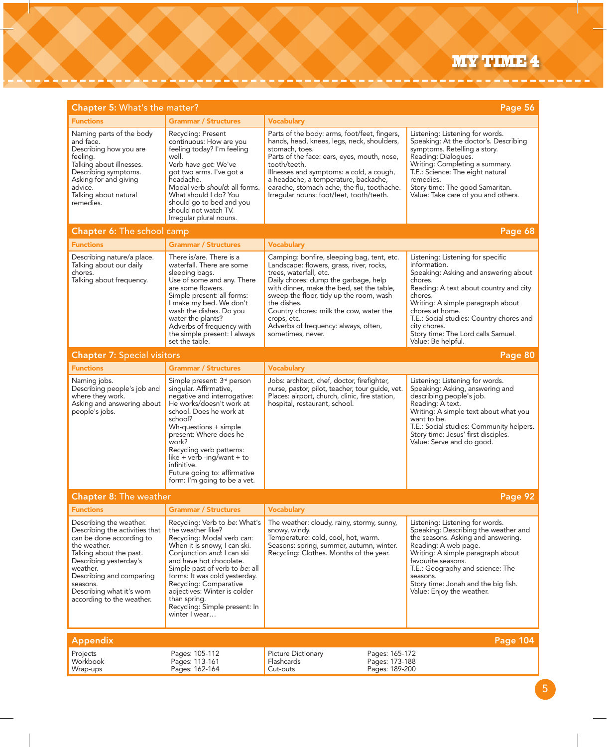# MY TIME 4

| Chapter 5: What's the matter? | | | Page 56 |
|---|---|---|---|
| **Functions** | **Grammar / Structures** | **Vocabulary** | |
| Naming parts of the body and face.<br>Describing how you are feeling.<br>Talking about illnesses.<br>Describing symptoms.<br>Asking for and giving advice.<br>Talking about natural remedies. | Recycling: Present continuous: How are you feeling today? I'm feeling well.<br>Verb *have got*: We've got two arms. I've got a headache.<br>Modal verb *should*: all forms. What should I do? You should go to bed and you should not watch TV.<br>Irregular plural nouns. | Parts of the body: arms, foot/feet, fingers, hands, head, knees, legs, neck, shoulders, stomach, toes.<br>Parts of the face: ears, eyes, mouth, nose, tooth/teeth.<br>Illnesses and symptoms: a cold, a cough, a headache, a temperature, backache, earache, stomach ache, the flu, toothache.<br>Irregular nouns: foot/feet, tooth/teeth. | Listening: Listening for words.<br>Speaking: At the doctor's. Describing symptoms. Retelling a story.<br>Reading: Dialogues.<br>Writing: Completing a summary.<br>T.E.: Science: The eight natural remedies.<br>Story time: The good Samaritan.<br>Value: Take care of you and others. |

| Chapter 6: The school camp | | | Page 68 |
|---|---|---|---|
| **Functions** | **Grammar / Structures** | **Vocabulary** | |
| Describing nature/a place.<br>Talking about our daily chores.<br>Talking about frequency. | There is/are. There is a waterfall. There are some sleeping bags.<br>Use of some and any. There are some flowers.<br>Simple present: all forms: I make my bed. We don't wash the dishes. Do you water the plants?<br>Adverbs of frequency with the simple present: I always set the table. | Camping: bonfire, sleeping bag, tent, etc.<br>Landscape: flowers, grass, river, rocks, trees, waterfall, etc.<br>Daily chores: dump the garbage, help with dinner, make the bed, set the table, sweep the floor, tidy up the room, wash the dishes.<br>Country chores: milk the cow, water the crops, etc.<br>Adverbs of frequency: always, often, sometimes, never. | Listening: Listening for specific information.<br>Speaking: Asking and answering about chores.<br>Reading: A text about country and city chores.<br>Writing: A simple paragraph about chores at home.<br>T.E.: Social studies: Country chores and city chores.<br>Story time: The Lord calls Samuel.<br>Value: Be helpful. |

| Chapter 7: Special visitors | | | Page 80 |
|---|---|---|---|
| **Functions** | **Grammar / Structures** | **Vocabulary** | |
| Naming jobs.<br>Describing people's job and where they work.<br>Asking and answering about people's jobs. | Simple present: 3rd person singular. Affirmative, negative and interrogative: He works/doesn't work at school. Does he work at school?<br>Wh-questions + simple present: Where does he work?<br>Recycling verb patterns: like + verb -ing/want + to infinitive.<br>Future going to: affirmative form: I'm going to be a vet. | Jobs: architect, chef, doctor, firefighter, nurse, pastor, pilot, teacher, tour guide, vet.<br>Places: airport, church, clinic, fire station, hospital, restaurant, school. | Listening: Listening for words.<br>Speaking: Asking, answering and describing people's job.<br>Reading: A text.<br>Writing: A simple text about what you want to be.<br>T.E.: Social studies: Community helpers.<br>Story time: Jesus' first disciples.<br>Value: Serve and do good. |

| Chapter 8: The weather | | | Page 92 |
|---|---|---|---|
| **Functions** | **Grammar / Structures** | **Vocabulary** | |
| Describing the weather.<br>Describing the activities that can be done according to the weather.<br>Talking about the past.<br>Describing yesterday's weather.<br>Describing and comparing seasons.<br>Describing what it's worn according to the weather. | Recycling: Verb to *be*: What's the weather like?<br>Recycling: Modal verb *can*: When it is snowy, I can ski.<br>Conjunction *and*: I can ski and have hot chocolate.<br>Simple past of verb to *be*: all forms: It was cold yesterday.<br>Recycling: Comparative adjectives: Winter is colder than spring.<br>Recycling: Simple present: In winter I wear… | The weather: cloudy, rainy, stormy, sunny, snowy, windy.<br>Temperature: cold, cool, hot, warm.<br>Seasons: spring, summer, autumn, winter.<br>Recycling: Clothes. Months of the year. | Listening: Listening for words.<br>Speaking: Describing the weather and the seasons. Asking and answering.<br>Reading: A web page.<br>Writing: A simple paragraph about favourite seasons.<br>T.E.: Geography and science: The seasons.<br>Story time: Jonah and the big fish.<br>Value: Enjoy the weather. |

| Appendix | | | Page 104 |
|---|---|---|---|
| Projects | Pages: 105-112 | Picture Dictionary | Pages: 165-172 |
| Workbook | Pages: 113-161 | Flashcards | Pages: 173-188 |
| Wrap-ups | Pages: 162-164 | Cut-outs | Pages: 189-200 |